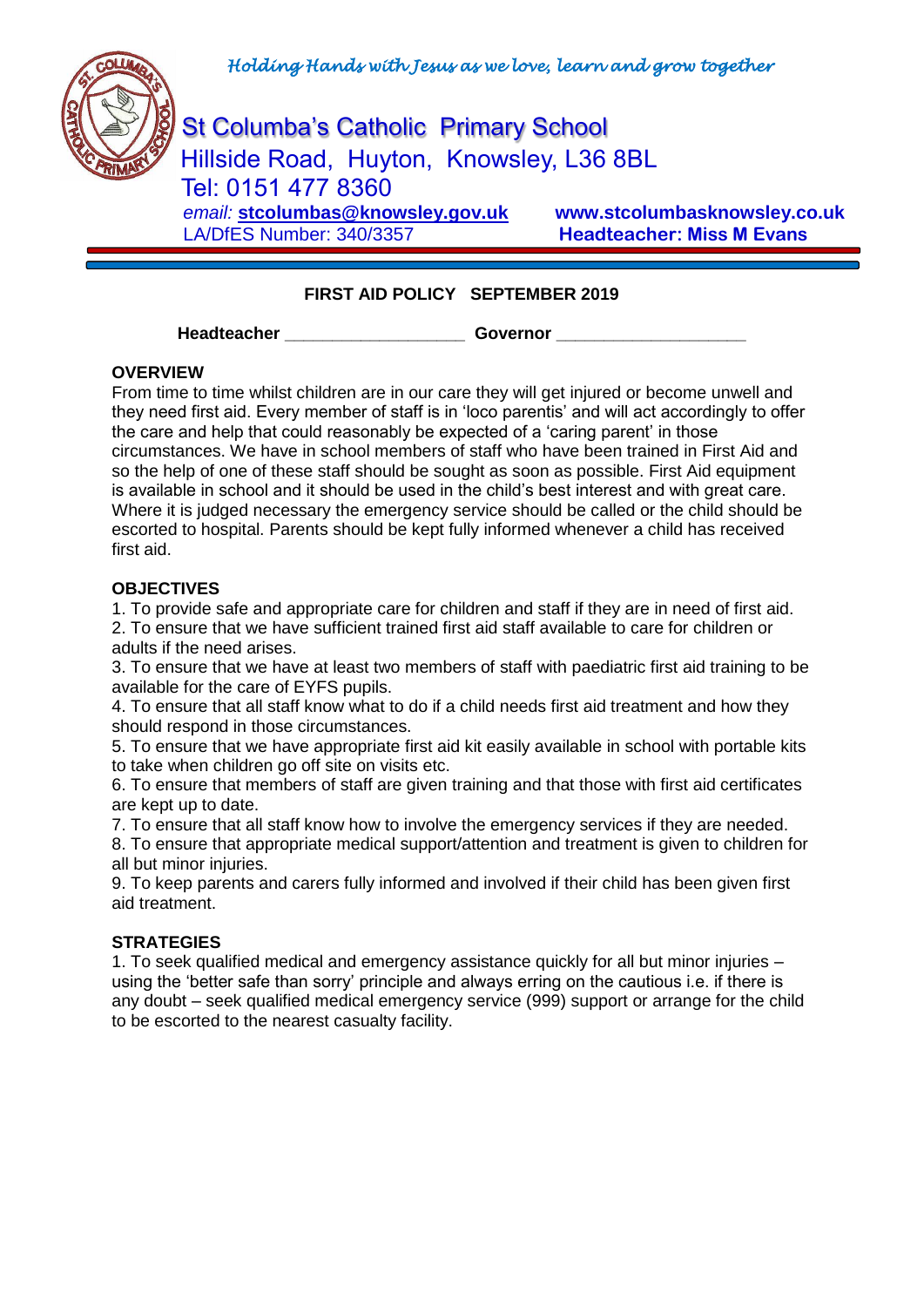*Holding Hands with Jesus as we love, learn and grow together*

St Columba's Catholic Primary School
Hillside Road, Huyton, Knowsley, L36 8BL
Tel: 0151 477 8360
*email:* **stcolumbas@knowsley.gov.uk** **www.stcolumbasknowsley.co.uk**
LA/DfES Number: 340/3357 **Headteacher: Miss M Evans**

**FIRST AID POLICY SEPTEMBER 2019**

**Headteacher** ___________________ **Governor** ____________________

## OVERVIEW

From time to time whilst children are in our care they will get injured or become unwell and they need first aid. Every member of staff is in 'loco parentis' and will act accordingly to offer the care and help that could reasonably be expected of a 'caring parent' in those circumstances. We have in school members of staff who have been trained in First Aid and so the help of one of these staff should be sought as soon as possible. First Aid equipment is available in school and it should be used in the child's best interest and with great care. Where it is judged necessary the emergency service should be called or the child should be escorted to hospital. Parents should be kept fully informed whenever a child has received first aid.

## OBJECTIVES

1. To provide safe and appropriate care for children and staff if they are in need of first aid.
2. To ensure that we have sufficient trained first aid staff available to care for children or adults if the need arises.
3. To ensure that we have at least two members of staff with paediatric first aid training to be available for the care of EYFS pupils.
4. To ensure that all staff know what to do if a child needs first aid treatment and how they should respond in those circumstances.
5. To ensure that we have appropriate first aid kit easily available in school with portable kits to take when children go off site on visits etc.
6. To ensure that members of staff are given training and that those with first aid certificates are kept up to date.
7. To ensure that all staff know how to involve the emergency services if they are needed.
8. To ensure that appropriate medical support/attention and treatment is given to children for all but minor injuries.
9. To keep parents and carers fully informed and involved if their child has been given first aid treatment.

## STRATEGIES

1. To seek qualified medical and emergency assistance quickly for all but minor injuries – using the 'better safe than sorry' principle and always erring on the cautious i.e. if there is any doubt – seek qualified medical emergency service (999) support or arrange for the child to be escorted to the nearest casualty facility.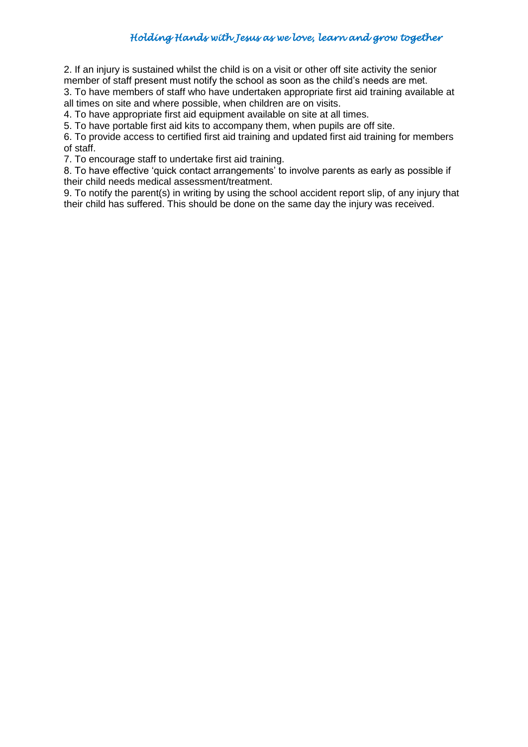2. If an injury is sustained whilst the child is on a visit or other off site activity the senior member of staff present must notify the school as soon as the child's needs are met.
3. To have members of staff who have undertaken appropriate first aid training available at all times on site and where possible, when children are on visits.
4. To have appropriate first aid equipment available on site at all times.
5. To have portable first aid kits to accompany them, when pupils are off site.
6. To provide access to certified first aid training and updated first aid training for members of staff.
7. To encourage staff to undertake first aid training.
8. To have effective 'quick contact arrangements' to involve parents as early as possible if their child needs medical assessment/treatment.
9. To notify the parent(s) in writing by using the school accident report slip, of any injury that their child has suffered. This should be done on the same day the injury was received.